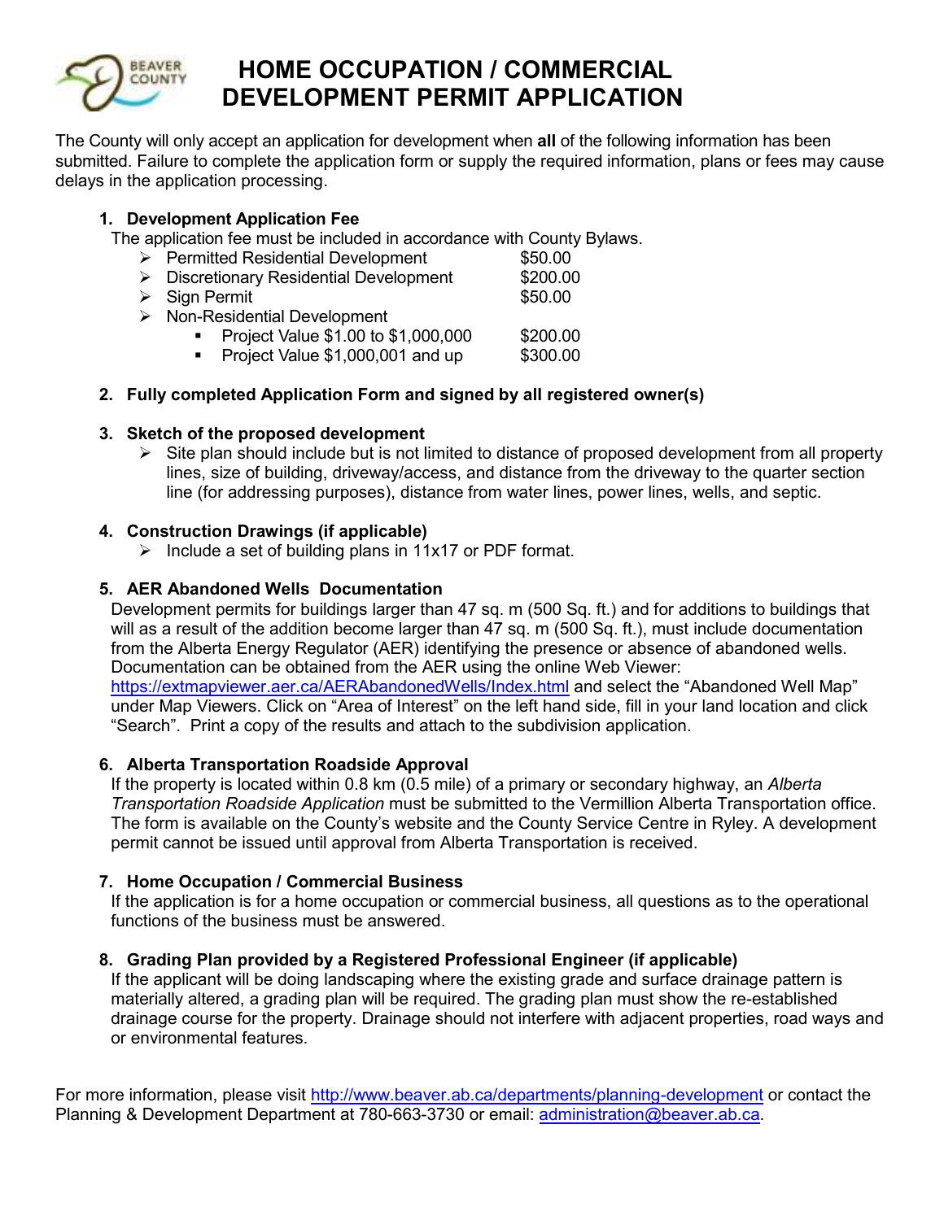# HOME OCCUPATION / COMMERCIAL DEVELOPMENT PERMIT APPLICATION

The County will only accept an application for development when **all** of the following information has been submitted. Failure to complete the application form or supply the required information, plans or fees may cause delays in the application processing.

1. **Development Application Fee**

   The application fee must be included in accordance with County Bylaws.

   - Permitted Residential Development — $50.00
   - Discretionary Residential Development — $200.00
   - Sign Permit — $50.00
   - Non-Residential Development
     - Project Value $1.00 to $1,000,000 — $200.00
     - Project Value $1,000,001 and up — $300.00

2. **Fully completed Application Form and signed by all registered owner(s)**

3. **Sketch of the proposed development**
   - Site plan should include but is not limited to distance of proposed development from all property lines, size of building, driveway/access, and distance from the driveway to the quarter section line (for addressing purposes), distance from water lines, power lines, wells, and septic.

4. **Construction Drawings (if applicable)**
   - Include a set of building plans in 11x17 or PDF format.

5. **AER Abandoned Wells Documentation**

   Development permits for buildings larger than 47 sq. m (500 Sq. ft.) and for additions to buildings that will as a result of the addition become larger than 47 sq. m (500 Sq. ft.), must include documentation from the Alberta Energy Regulator (AER) identifying the presence or absence of abandoned wells. Documentation can be obtained from the AER using the online Web Viewer: https://extmapviewer.aer.ca/AERAbandonedWells/Index.html and select the "Abandoned Well Map" under Map Viewers. Click on "Area of Interest" on the left hand side, fill in your land location and click "Search". Print a copy of the results and attach to the subdivision application.

6. **Alberta Transportation Roadside Approval**

   If the property is located within 0.8 km (0.5 mile) of a primary or secondary highway, an *Alberta Transportation Roadside Application* must be submitted to the Vermillion Alberta Transportation office. The form is available on the County's website and the County Service Centre in Ryley. A development permit cannot be issued until approval from Alberta Transportation is received.

7. **Home Occupation / Commercial Business**

   If the application is for a home occupation or commercial business, all questions as to the operational functions of the business must be answered.

8. **Grading Plan provided by a Registered Professional Engineer (if applicable)**

   If the applicant will be doing landscaping where the existing grade and surface drainage pattern is materially altered, a grading plan will be required. The grading plan must show the re-established drainage course for the property. Drainage should not interfere with adjacent properties, road ways and or environmental features.

For more information, please visit http://www.beaver.ab.ca/departments/planning-development or contact the Planning & Development Department at 780-663-3730 or email: administration@beaver.ab.ca.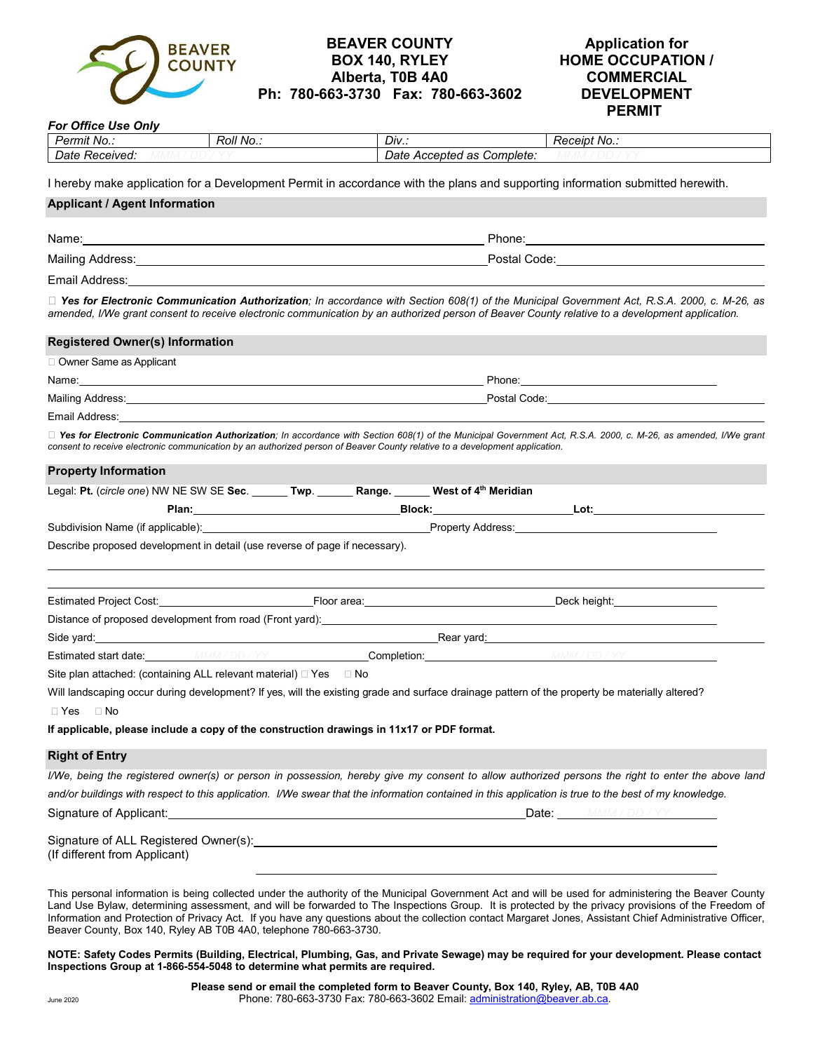BEAVER COUNTY

**BEAVER COUNTY**
**BOX 140, RYLEY**
**Alberta, T0B 4A0**
**Ph: 780-663-3730 Fax: 780-663-3602**

# Application for HOME OCCUPATION / COMMERCIAL DEVELOPMENT PERMIT

***For Office Use Only***

| *Permit No.:* | *Roll No.:* | *Div.:* | *Receipt No.:* |
|---|---|---|---|
| *Date Received:* MMM / DD / YY | | *Date Accepted as Complete:* MMM / DD / YY | |

I hereby make application for a Development Permit in accordance with the plans and supporting information submitted herewith.

## Applicant / Agent Information

Name:______________________________ Phone:______________________________

Mailing Address:______________________________ Postal Code:______________________________

Email Address:______________________________

☐ ***Yes for Electronic Communication Authorization****; In accordance with Section 608(1) of the Municipal Government Act, R.S.A. 2000, c. M-26, as amended, I/We grant consent to receive electronic communication by an authorized person of Beaver County relative to a development application.*

## Registered Owner(s) Information

☐ Owner Same as Applicant

Name:______________________________ Phone:______________________________

Mailing Address:______________________________ Postal Code:______________________________

Email Address:______________________________

☐ ***Yes for Electronic Communication Authorization****; In accordance with Section 608(1) of the Municipal Government Act, R.S.A. 2000, c. M-26, as amended, I/We grant consent to receive electronic communication by an authorized person of Beaver County relative to a development application.*

## Property Information

Legal: **Pt.** (*circle one*) NW NE SW SE **Sec.** ______ **Twp.** ______ **Range.** ______ **West of 4th Meridian**

**Plan:**______________________________ **Block:**______________________________ **Lot:**______________________________

Subdivision Name (if applicable):______________________________ Property Address:______________________________

Describe proposed development in detail (use reverse of page if necessary).

______________________________

______________________________

Estimated Project Cost:______________ Floor area:______________ Deck height:______________

Distance of proposed development from road (Front yard):______________________________

Side yard:______________________________ Rear yard:______________________________

Estimated start date: MMM / DD / YY Completion: MMM / DD / YY

Site plan attached: (containing ALL relevant material) ☐ Yes ☐ No

Will landscaping occur during development? If yes, will the existing grade and surface drainage pattern of the property be materially altered?

☐ Yes ☐ No

**If applicable, please include a copy of the construction drawings in 11x17 or PDF format.**

## Right of Entry

*I/We, being the registered owner(s) or person in possession, hereby give my consent to allow authorized persons the right to enter the above land and/or buildings with respect to this application. I/We swear that the information contained in this application is true to the best of my knowledge.*

Signature of Applicant:______________________________ Date: MMM / DD / YY

Signature of ALL Registered Owner(s):______________________________
(If different from Applicant)

______________________________

This personal information is being collected under the authority of the Municipal Government Act and will be used for administering the Beaver County Land Use Bylaw, determining assessment, and will be forwarded to The Inspections Group. It is protected by the privacy provisions of the Freedom of Information and Protection of Privacy Act. If you have any questions about the collection contact Margaret Jones, Assistant Chief Administrative Officer, Beaver County, Box 140, Ryley AB T0B 4A0, telephone 780-663-3730.

**NOTE: Safety Codes Permits (Building, Electrical, Plumbing, Gas, and Private Sewage) may be required for your development. Please contact Inspections Group at 1-866-554-5048 to determine what permits are required.**

**Please send or email the completed form to Beaver County, Box 140, Ryley, AB, T0B 4A0**
Phone: 780-663-3730 Fax: 780-663-3602 Email: administration@beaver.ab.ca.

June 2020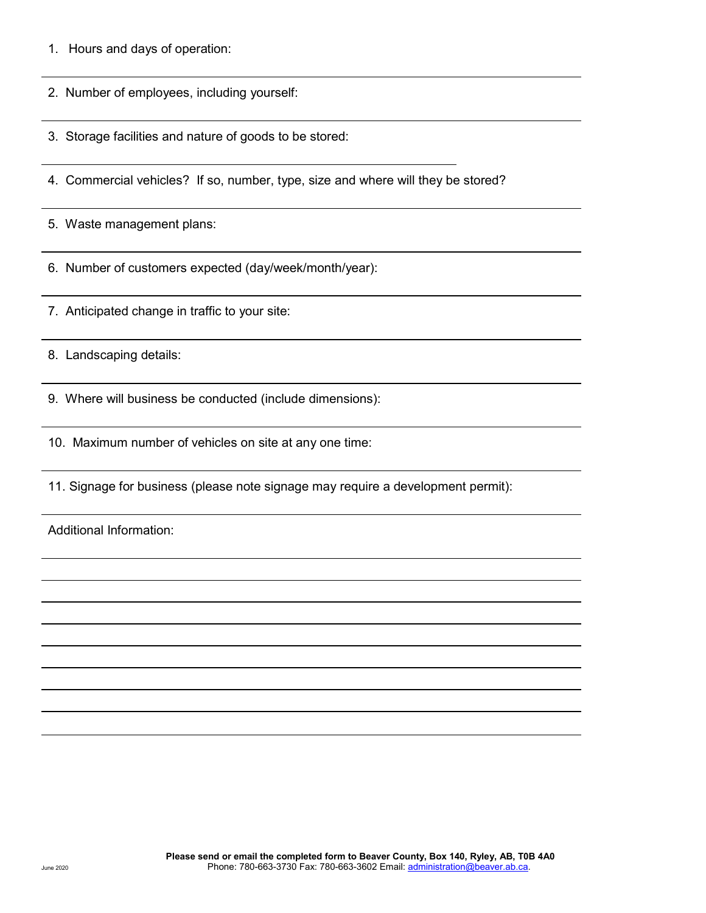1. Hours and days of operation:

2. Number of employees, including yourself:

3. Storage facilities and nature of goods to be stored:

4. Commercial vehicles? If so, number, type, size and where will they be stored?

5. Waste management plans:

6. Number of customers expected (day/week/month/year):

7. Anticipated change in traffic to your site:

8. Landscaping details:

9. Where will business be conducted (include dimensions):

10. Maximum number of vehicles on site at any one time:

11. Signage for business (please note signage may require a development permit):

Additional Information:

June 2020

**Please send or email the completed form to Beaver County, Box 140, Ryley, AB, T0B 4A0**
Phone: 780-663-3730 Fax: 780-663-3602 Email: administration@beaver.ab.ca.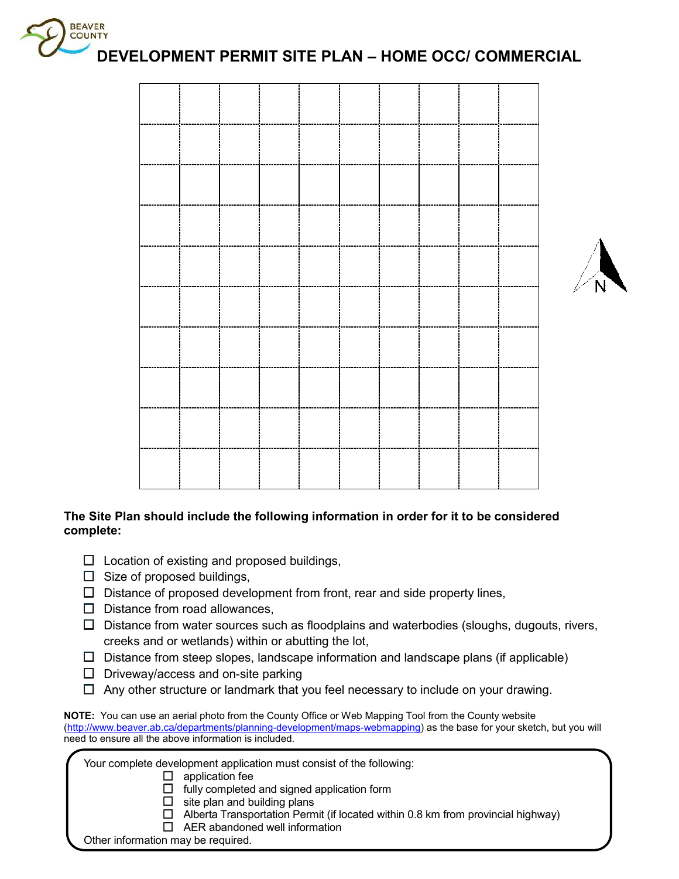# DEVELOPMENT PERMIT SITE PLAN – HOME OCC/ COMMERCIAL

**The Site Plan should include the following information in order for it to be considered complete:**

- ☐ Location of existing and proposed buildings,
- ☐ Size of proposed buildings,
- ☐ Distance of proposed development from front, rear and side property lines,
- ☐ Distance from road allowances,
- ☐ Distance from water sources such as floodplains and waterbodies (sloughs, dugouts, rivers, creeks and or wetlands) within or abutting the lot,
- ☐ Distance from steep slopes, landscape information and landscape plans (if applicable)
- ☐ Driveway/access and on-site parking
- ☐ Any other structure or landmark that you feel necessary to include on your drawing.

**NOTE:** You can use an aerial photo from the County Office or Web Mapping Tool from the County website (http://www.beaver.ab.ca/departments/planning-development/maps-webmapping) as the base for your sketch, but you will need to ensure all the above information is included.

Your complete development application must consist of the following:

- ☐ application fee
- ☐ fully completed and signed application form
- ☐ site plan and building plans
- ☐ Alberta Transportation Permit (if located within 0.8 km from provincial highway)
- ☐ AER abandoned well information

Other information may be required.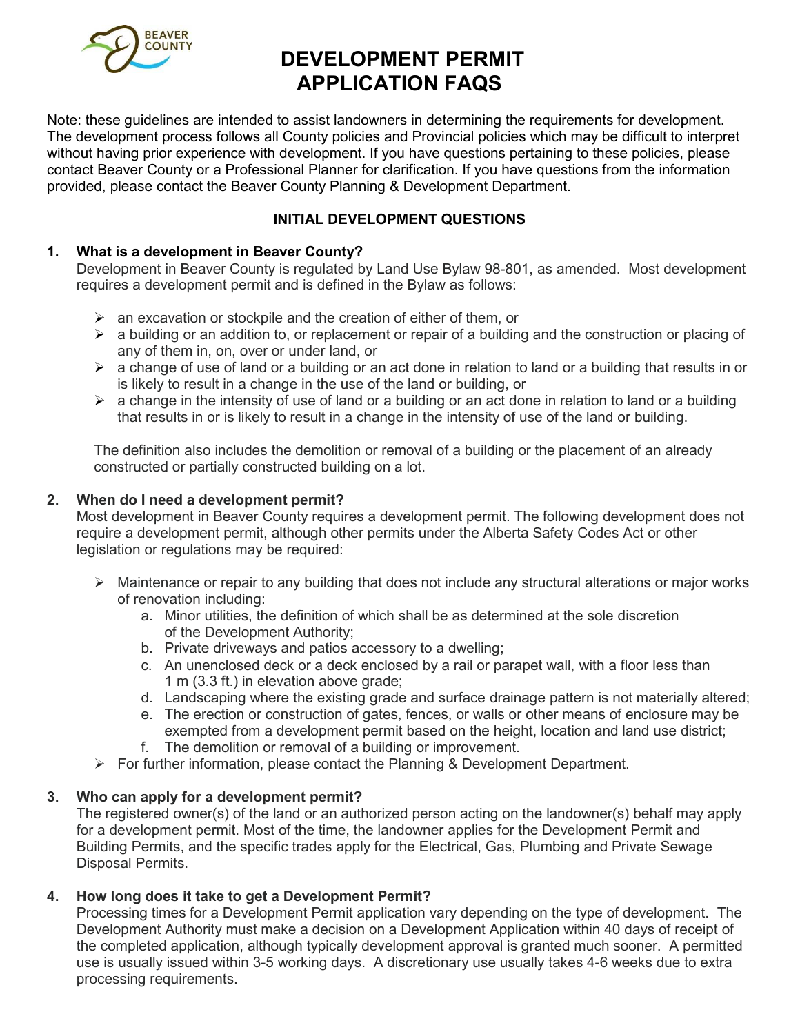# DEVELOPMENT PERMIT APPLICATION FAQS

Note: these guidelines are intended to assist landowners in determining the requirements for development. The development process follows all County policies and Provincial policies which may be difficult to interpret without having prior experience with development. If you have questions pertaining to these policies, please contact Beaver County or a Professional Planner for clarification. If you have questions from the information provided, please contact the Beaver County Planning & Development Department.

## INITIAL DEVELOPMENT QUESTIONS

### 1. What is a development in Beaver County?

Development in Beaver County is regulated by Land Use Bylaw 98-801, as amended. Most development requires a development permit and is defined in the Bylaw as follows:

- an excavation or stockpile and the creation of either of them, or
- a building or an addition to, or replacement or repair of a building and the construction or placing of any of them in, on, over or under land, or
- a change of use of land or a building or an act done in relation to land or a building that results in or is likely to result in a change in the use of the land or building, or
- a change in the intensity of use of land or a building or an act done in relation to land or a building that results in or is likely to result in a change in the intensity of use of the land or building.

The definition also includes the demolition or removal of a building or the placement of an already constructed or partially constructed building on a lot.

### 2. When do I need a development permit?

Most development in Beaver County requires a development permit. The following development does not require a development permit, although other permits under the Alberta Safety Codes Act or other legislation or regulations may be required:

- Maintenance or repair to any building that does not include any structural alterations or major works of renovation including:
  a. Minor utilities, the definition of which shall be as determined at the sole discretion of the Development Authority;
  b. Private driveways and patios accessory to a dwelling;
  c. An unenclosed deck or a deck enclosed by a rail or parapet wall, with a floor less than 1 m (3.3 ft.) in elevation above grade;
  d. Landscaping where the existing grade and surface drainage pattern is not materially altered;
  e. The erection or construction of gates, fences, or walls or other means of enclosure may be exempted from a development permit based on the height, location and land use district;
  f. The demolition or removal of a building or improvement.
- For further information, please contact the Planning & Development Department.

### 3. Who can apply for a development permit?

The registered owner(s) of the land or an authorized person acting on the landowner(s) behalf may apply for a development permit. Most of the time, the landowner applies for the Development Permit and Building Permits, and the specific trades apply for the Electrical, Gas, Plumbing and Private Sewage Disposal Permits.

### 4. How long does it take to get a Development Permit?

Processing times for a Development Permit application vary depending on the type of development. The Development Authority must make a decision on a Development Application within 40 days of receipt of the completed application, although typically development approval is granted much sooner. A permitted use is usually issued within 3-5 working days. A discretionary use usually takes 4-6 weeks due to extra processing requirements.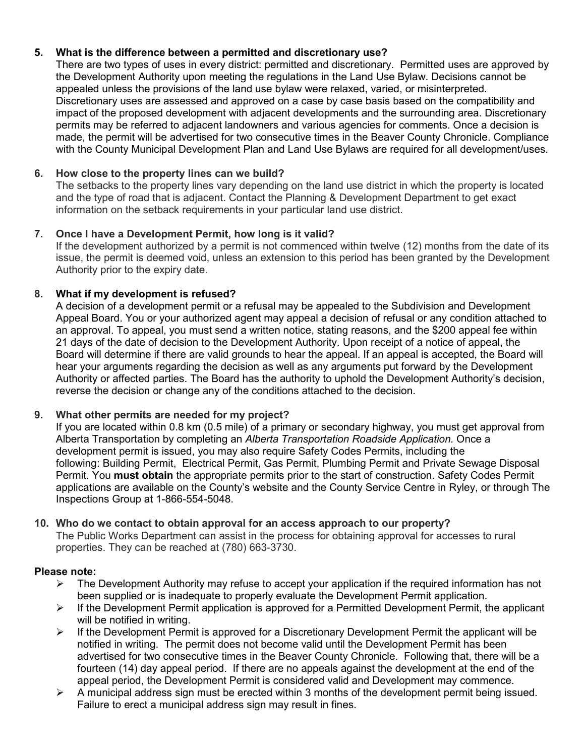**5. What is the difference between a permitted and discretionary use?**

There are two types of uses in every district: permitted and discretionary. Permitted uses are approved by the Development Authority upon meeting the regulations in the Land Use Bylaw. Decisions cannot be appealed unless the provisions of the land use bylaw were relaxed, varied, or misinterpreted. Discretionary uses are assessed and approved on a case by case basis based on the compatibility and impact of the proposed development with adjacent developments and the surrounding area. Discretionary permits may be referred to adjacent landowners and various agencies for comments. Once a decision is made, the permit will be advertised for two consecutive times in the Beaver County Chronicle. Compliance with the County Municipal Development Plan and Land Use Bylaws are required for all development/uses.

**6. How close to the property lines can we build?**

The setbacks to the property lines vary depending on the land use district in which the property is located and the type of road that is adjacent. Contact the Planning & Development Department to get exact information on the setback requirements in your particular land use district.

**7. Once I have a Development Permit, how long is it valid?**

If the development authorized by a permit is not commenced within twelve (12) months from the date of its issue, the permit is deemed void, unless an extension to this period has been granted by the Development Authority prior to the expiry date.

**8. What if my development is refused?**

A decision of a development permit or a refusal may be appealed to the Subdivision and Development Appeal Board. You or your authorized agent may appeal a decision of refusal or any condition attached to an approval. To appeal, you must send a written notice, stating reasons, and the $200 appeal fee within 21 days of the date of decision to the Development Authority. Upon receipt of a notice of appeal, the Board will determine if there are valid grounds to hear the appeal. If an appeal is accepted, the Board will hear your arguments regarding the decision as well as any arguments put forward by the Development Authority or affected parties. The Board has the authority to uphold the Development Authority's decision, reverse the decision or change any of the conditions attached to the decision.

**9. What other permits are needed for my project?**

If you are located within 0.8 km (0.5 mile) of a primary or secondary highway, you must get approval from Alberta Transportation by completing an *Alberta Transportation Roadside Application.* Once a development permit is issued, you may also require Safety Codes Permits, including the following: Building Permit, Electrical Permit, Gas Permit, Plumbing Permit and Private Sewage Disposal Permit. You **must obtain** the appropriate permits prior to the start of construction. Safety Codes Permit applications are available on the County's website and the County Service Centre in Ryley, or through The Inspections Group at 1-866-554-5048.

**10. Who do we contact to obtain approval for an access approach to our property?**

The Public Works Department can assist in the process for obtaining approval for accesses to rural properties. They can be reached at (780) 663-3730.

**Please note:**

- The Development Authority may refuse to accept your application if the required information has not been supplied or is inadequate to properly evaluate the Development Permit application.
- If the Development Permit application is approved for a Permitted Development Permit, the applicant will be notified in writing.
- If the Development Permit is approved for a Discretionary Development Permit the applicant will be notified in writing. The permit does not become valid until the Development Permit has been advertised for two consecutive times in the Beaver County Chronicle. Following that, there will be a fourteen (14) day appeal period. If there are no appeals against the development at the end of the appeal period, the Development Permit is considered valid and Development may commence.
- A municipal address sign must be erected within 3 months of the development permit being issued. Failure to erect a municipal address sign may result in fines.